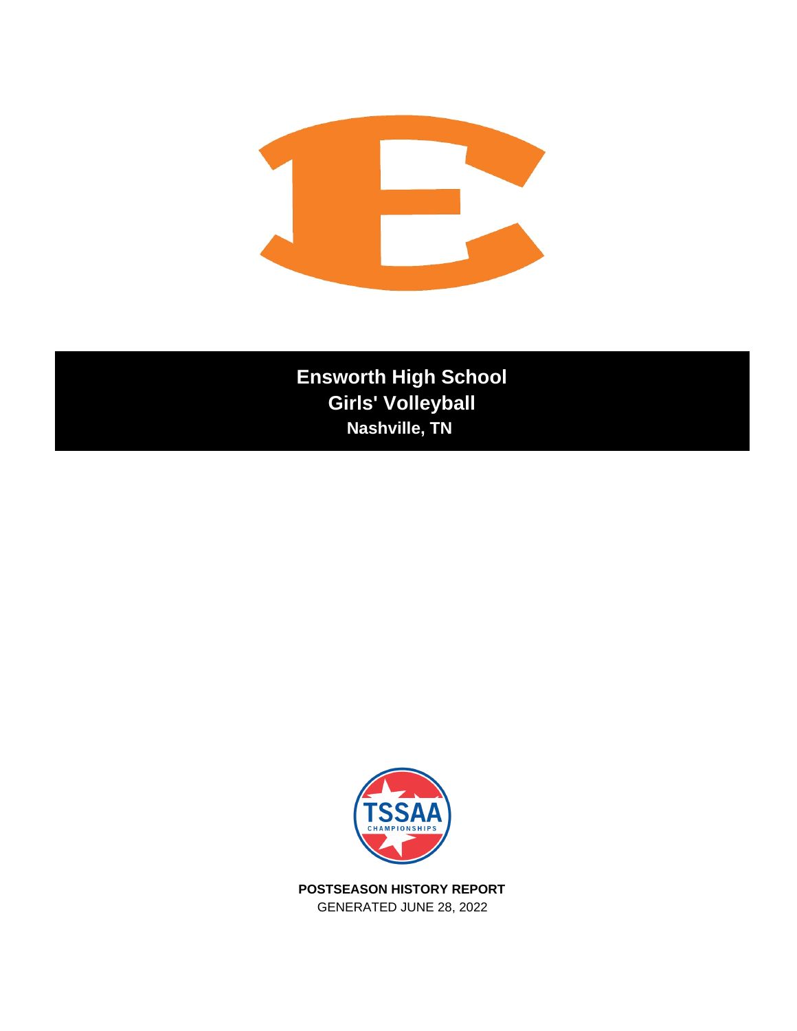# Ensworth High School

## Girls' Volleyball

### Nashville, TN

**POSTSEASON HISTORY REPORT**

GENERATED JUNE 28, 2022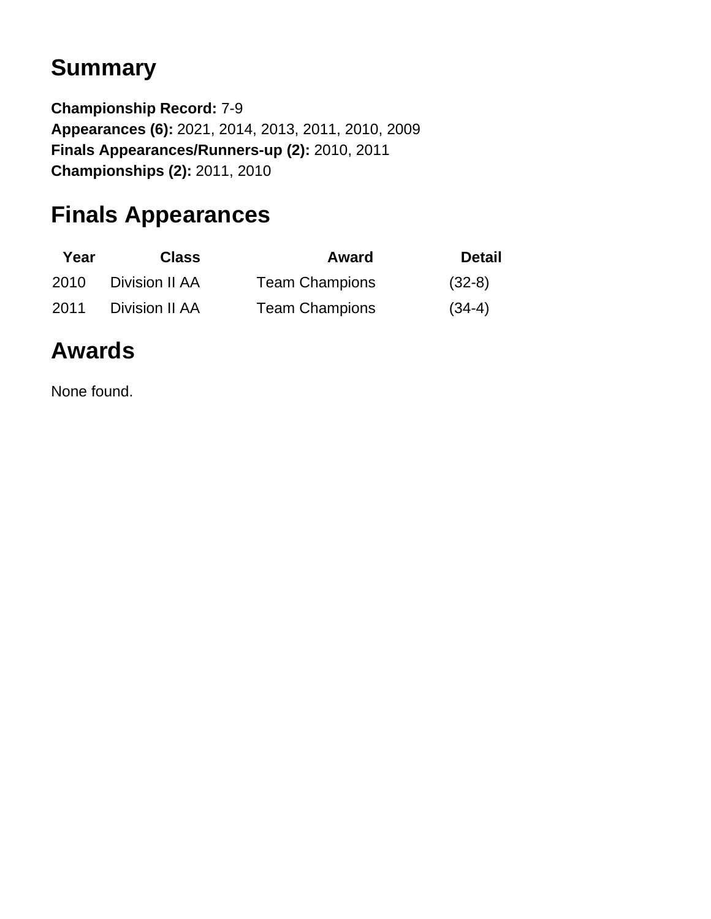## Summary

**Championship Record:** 7-9
**Appearances (6):** 2021, 2014, 2013, 2011, 2010, 2009
**Finals Appearances/Runners-up (2):** 2010, 2011
**Championships (2):** 2011, 2010

## Finals Appearances

| Year | Class | Award | Detail |
| --- | --- | --- | --- |
| 2010 | Division II AA | Team Champions | (32-8) |
| 2011 | Division II AA | Team Champions | (34-4) |

## Awards

None found.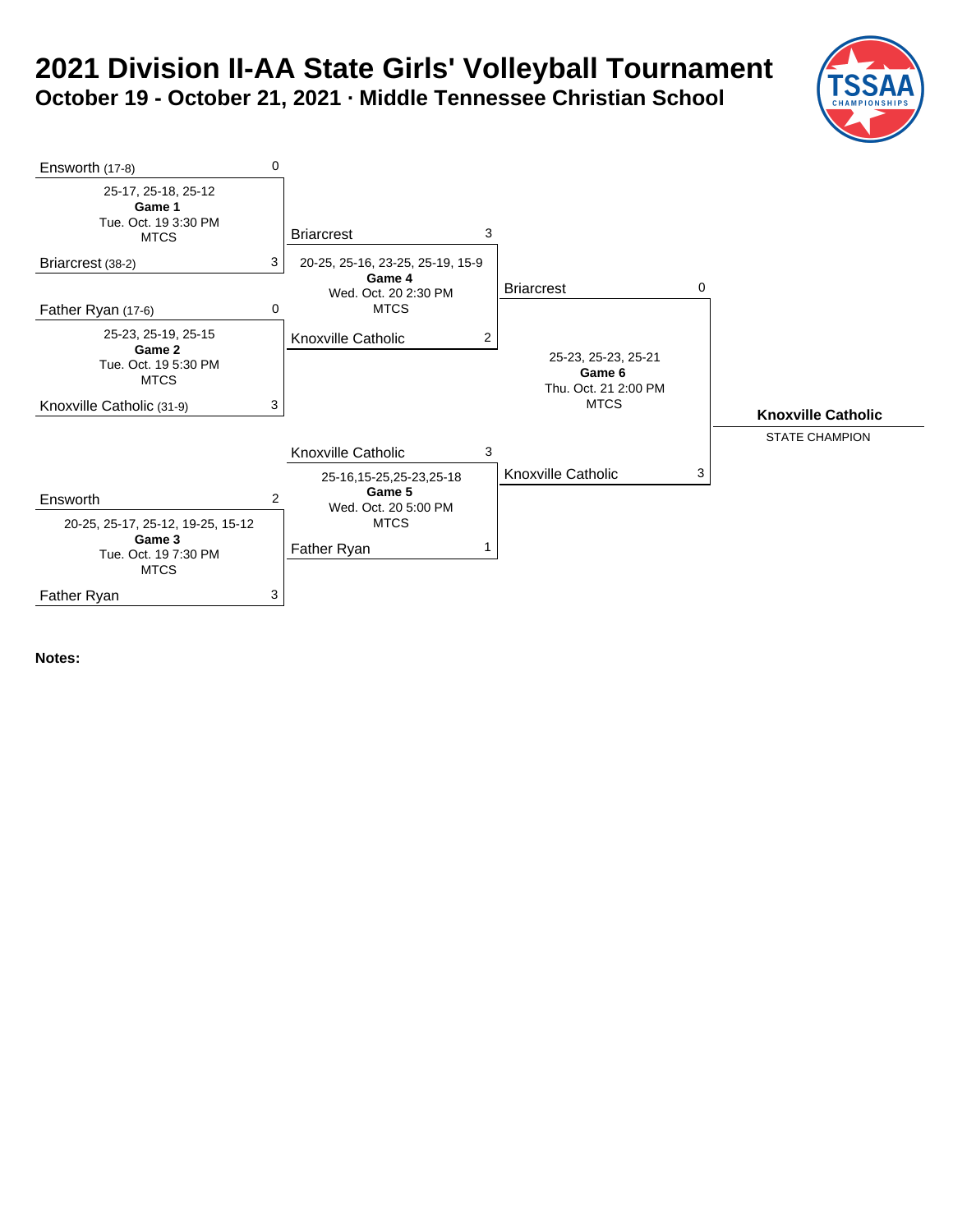# 2021 Division II-AA State Girls' Volleyball Tournament

## October 19 - October 21, 2021 · Middle Tennessee Christian School

**Game 1** — Tue. Oct. 19 3:30 PM, MTCS

| Team | Score |
|---|---|
| Ensworth (17-8) | 0 |
| Briarcrest (38-2) | 3 |

25-17, 25-18, 25-12

**Game 2** — Tue. Oct. 19 5:30 PM, MTCS

| Team | Score |
|---|---|
| Father Ryan (17-6) | 0 |
| Knoxville Catholic (31-9) | 3 |

25-23, 25-19, 25-15

**Game 3** — Tue. Oct. 19 7:30 PM, MTCS

| Team | Score |
|---|---|
| Ensworth | 2 |
| Father Ryan | 3 |

20-25, 25-17, 25-12, 19-25, 15-12

**Game 4** — Wed. Oct. 20 2:30 PM, MTCS

| Team | Score |
|---|---|
| Briarcrest | 3 |
| Knoxville Catholic | 2 |

20-25, 25-16, 23-25, 25-19, 15-9

**Game 5** — Wed. Oct. 20 5:00 PM, MTCS

| Team | Score |
|---|---|
| Knoxville Catholic | 3 |
| Father Ryan | 1 |

25-16,15-25,25-23,25-18

**Game 6** — Thu. Oct. 21 2:00 PM, MTCS

| Team | Score |
|---|---|
| Briarcrest | 0 |
| Knoxville Catholic | 3 |

25-23, 25-23, 25-21

**Knoxville Catholic**

STATE CHAMPION

**Notes:**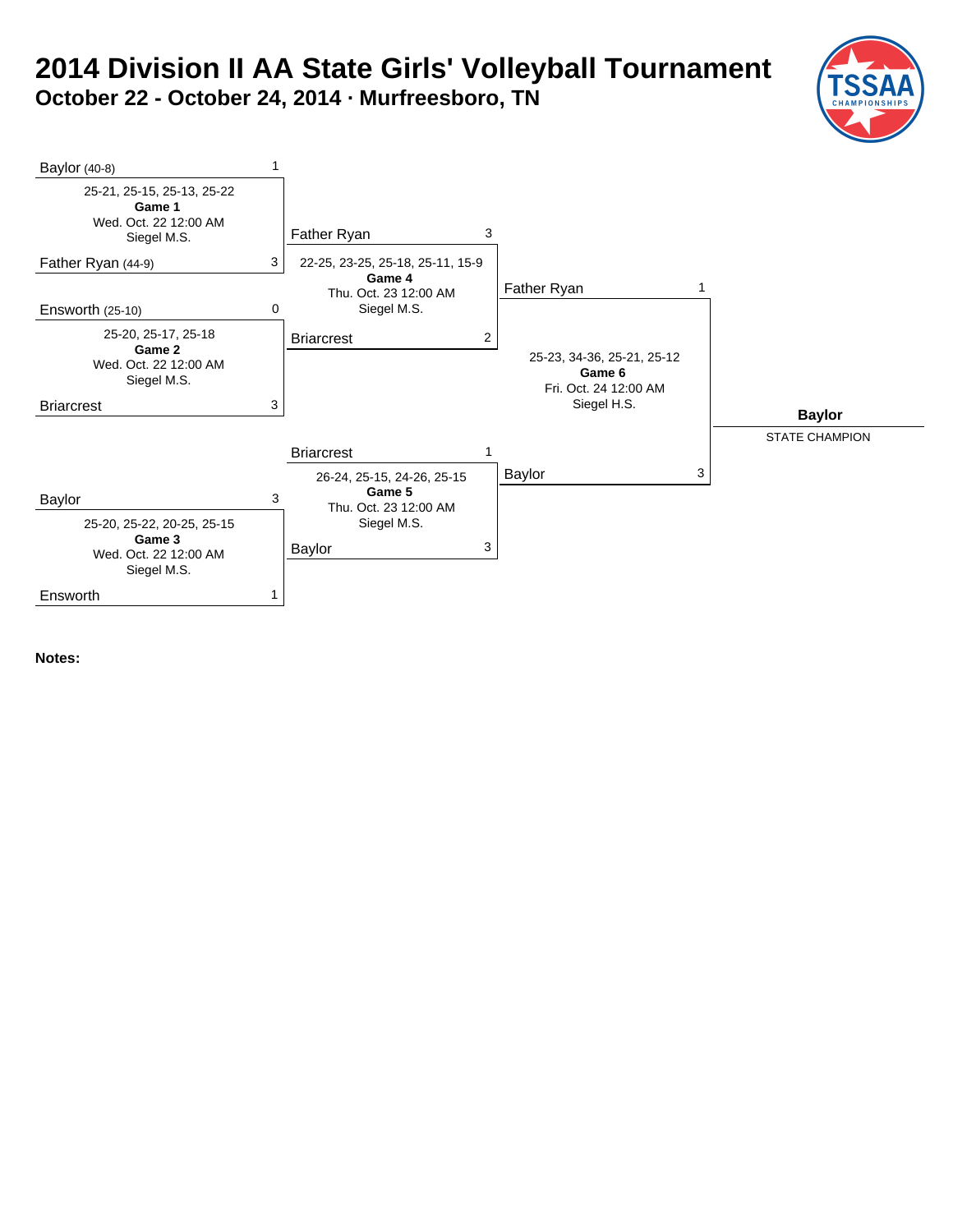# 2014 Division II AA State Girls' Volleyball Tournament

## October 22 - October 24, 2014 · Murfreesboro, TN

### Game 1
Wed. Oct. 22 12:00 AM, Siegel M.S.

| Team | Score |
|---|---|
| Baylor (40-8) | 1 |
| Father Ryan (44-9) | 3 |

25-21, 25-15, 25-13, 25-22

### Game 2
Wed. Oct. 22 12:00 AM, Siegel M.S.

| Team | Score |
|---|---|
| Ensworth (25-10) | 0 |
| Briarcrest | 3 |

25-20, 25-17, 25-18

### Game 3
Wed. Oct. 22 12:00 AM, Siegel M.S.

| Team | Score |
|---|---|
| Baylor | 3 |
| Ensworth | 1 |

25-20, 25-22, 20-25, 25-15

### Game 4
Thu. Oct. 23 12:00 AM, Siegel M.S.

| Team | Score |
|---|---|
| Father Ryan | 3 |
| Briarcrest | 2 |

22-25, 23-25, 25-18, 25-11, 15-9

### Game 5
Thu. Oct. 23 12:00 AM, Siegel M.S.

| Team | Score |
|---|---|
| Briarcrest | 1 |
| Baylor | 3 |

26-24, 25-15, 24-26, 25-15

### Game 6
Fri. Oct. 24 12:00 AM, Siegel H.S.

| Team | Score |
|---|---|
| Father Ryan | 1 |
| Baylor | 3 |

25-23, 34-36, 25-21, 25-12

**Baylor**

STATE CHAMPION

**Notes:**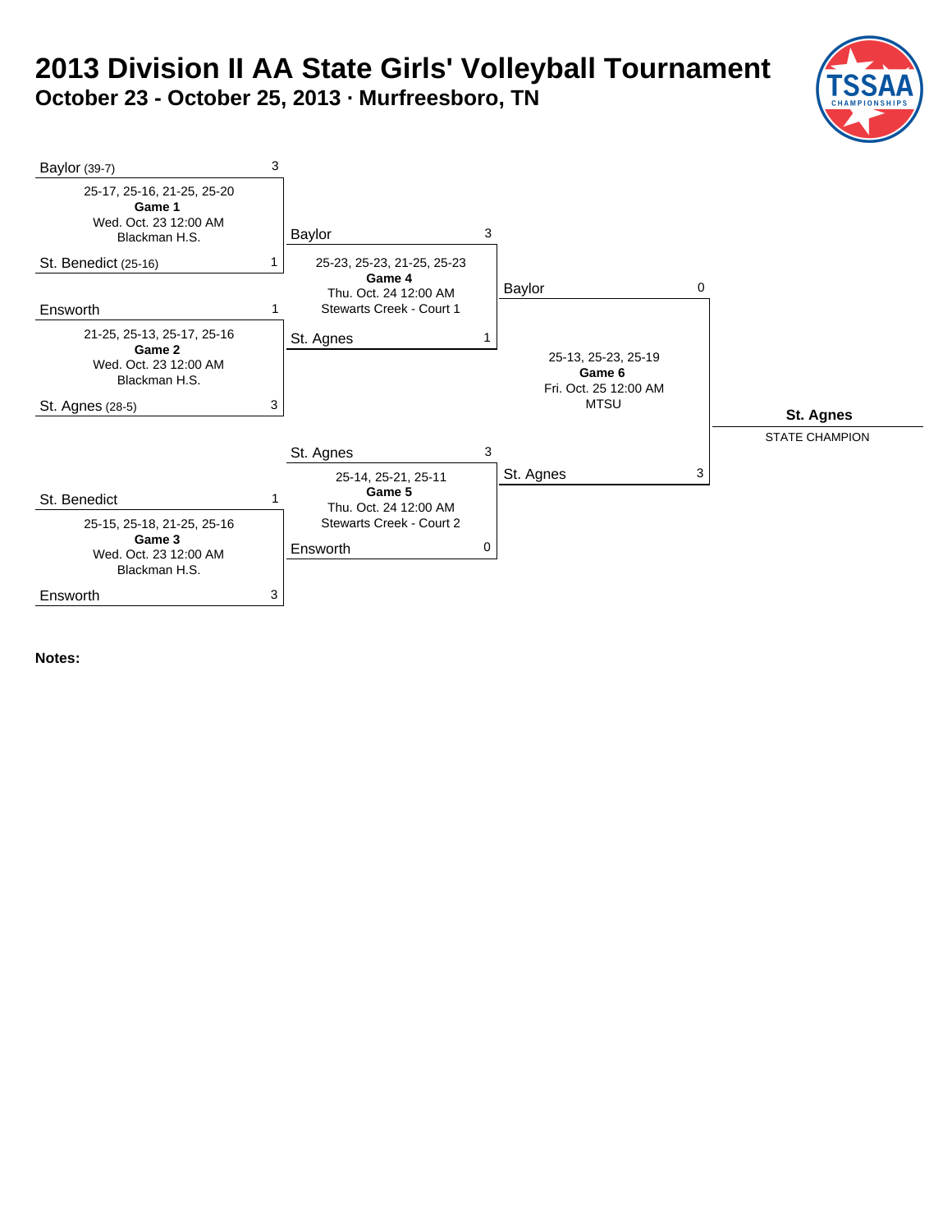# 2013 Division II AA State Girls' Volleyball Tournament

## October 23 - October 25, 2013 · Murfreesboro, TN

### First Round

| Game | Team | Score | Team | Score | Set Scores | Date/Time | Location |
|---|---|---|---|---|---|---|---|
| Game 1 | Baylor (39-7) | 3 | St. Benedict (25-16) | 1 | 25-17, 25-16, 21-25, 25-20 | Wed. Oct. 23 12:00 AM | Blackman H.S. |
| Game 2 | Ensworth | 1 | St. Agnes (28-5) | 3 | 21-25, 25-13, 25-17, 25-16 | Wed. Oct. 23 12:00 AM | Blackman H.S. |
| Game 3 | St. Benedict | 1 | Ensworth | 3 | 25-15, 25-18, 21-25, 25-16 | Wed. Oct. 23 12:00 AM | Blackman H.S. |

### Second Round

| Game | Team | Score | Team | Score | Set Scores | Date/Time | Location |
|---|---|---|---|---|---|---|---|
| Game 4 | Baylor | 3 | St. Agnes | 1 | 25-23, 25-23, 21-25, 25-23 | Thu. Oct. 24 12:00 AM | Stewarts Creek - Court 1 |
| Game 5 | St. Agnes | 3 | Ensworth | 0 | 25-14, 25-21, 25-11 | Thu. Oct. 24 12:00 AM | Stewarts Creek - Court 2 |

### Final

| Game | Team | Score | Team | Score | Set Scores | Date/Time | Location |
|---|---|---|---|---|---|---|---|
| Game 6 | Baylor | 0 | St. Agnes | 3 | 25-13, 25-23, 25-19 | Fri. Oct. 25 12:00 AM | MTSU |

**St. Agnes**

STATE CHAMPION

**Notes:**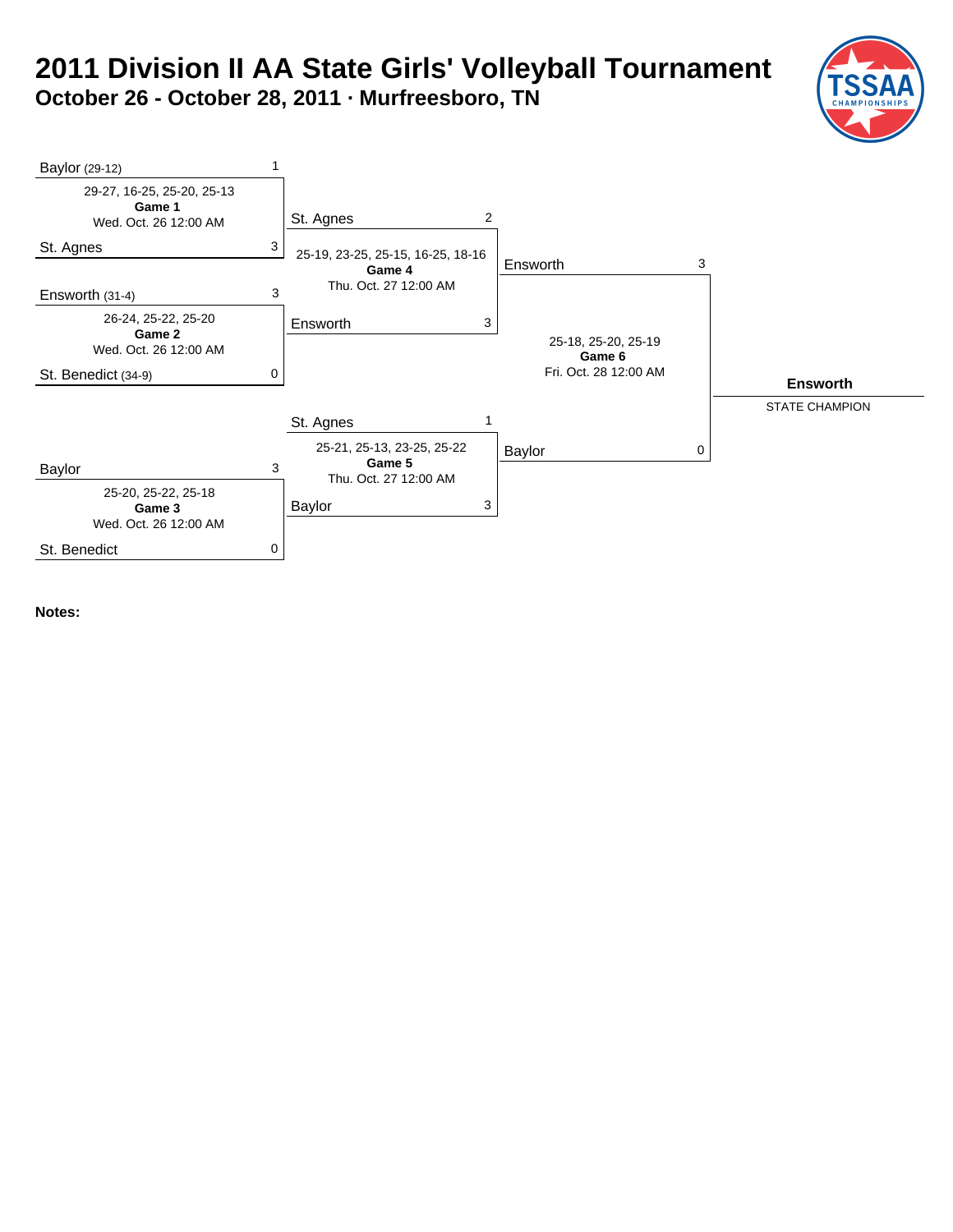# 2011 Division II AA State Girls' Volleyball Tournament

## October 26 - October 28, 2011 · Murfreesboro, TN

TSSAA CHAMPIONSHIPS

**Game 1** — Wed. Oct. 26 12:00 AM

| Team | Score |
|---|---|
| Baylor (29-12) | 1 |
| St. Agnes | 3 |

29-27, 16-25, 25-20, 25-13

**Game 2** — Wed. Oct. 26 12:00 AM

| Team | Score |
|---|---|
| Ensworth (31-4) | 3 |
| St. Benedict (34-9) | 0 |

26-24, 25-22, 25-20

**Game 3** — Wed. Oct. 26 12:00 AM

| Team | Score |
|---|---|
| Baylor | 3 |
| St. Benedict | 0 |

25-20, 25-22, 25-18

**Game 4** — Thu. Oct. 27 12:00 AM

| Team | Score |
|---|---|
| St. Agnes | 2 |
| Ensworth | 3 |

25-19, 23-25, 25-15, 16-25, 18-16

**Game 5** — Thu. Oct. 27 12:00 AM

| Team | Score |
|---|---|
| St. Agnes | 1 |
| Baylor | 3 |

25-21, 25-13, 23-25, 25-22

**Game 6** — Fri. Oct. 28 12:00 AM

| Team | Score |
|---|---|
| Ensworth | 3 |
| Baylor | 0 |

25-18, 25-20, 25-19

**Ensworth**

STATE CHAMPION

**Notes:**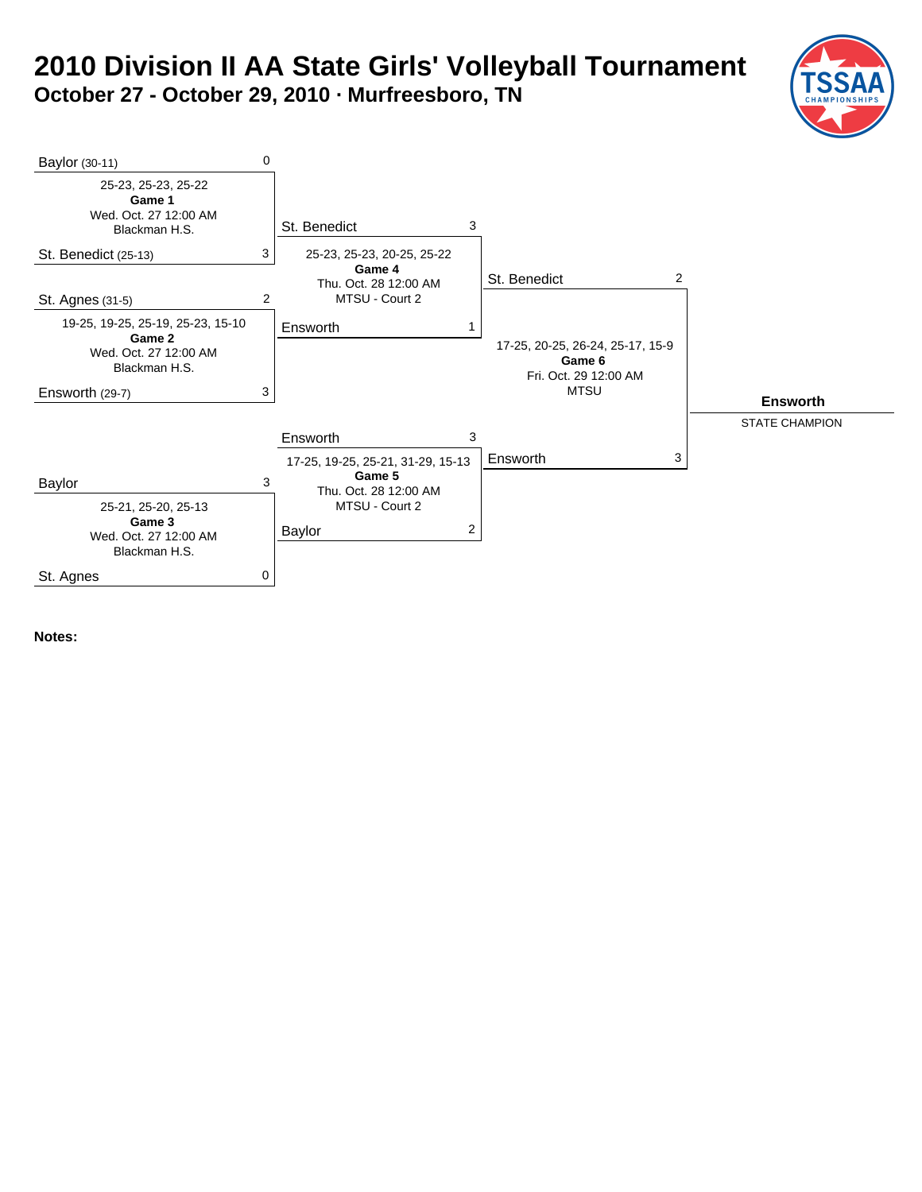# 2010 Division II AA State Girls' Volleyball Tournament

## October 27 - October 29, 2010 · Murfreesboro, TN

TSSAA CHAMPIONSHIPS

**Game 1** — Wed. Oct. 27 12:00 AM, Blackman H.S.

| Team | Score |
|---|---|
| Baylor (30-11) | 0 |
| St. Benedict (25-13) | 3 |

25-23, 25-23, 25-22

**Game 2** — Wed. Oct. 27 12:00 AM, Blackman H.S.

| Team | Score |
|---|---|
| St. Agnes (31-5) | 2 |
| Ensworth (29-7) | 3 |

19-25, 19-25, 25-19, 25-23, 15-10

**Game 3** — Wed. Oct. 27 12:00 AM, Blackman H.S.

| Team | Score |
|---|---|
| Baylor | 3 |
| St. Agnes | 0 |

25-21, 25-20, 25-13

**Game 4** — Thu. Oct. 28 12:00 AM, MTSU - Court 2

| Team | Score |
|---|---|
| St. Benedict | 3 |
| Ensworth | 1 |

25-23, 25-23, 20-25, 25-22

**Game 5** — Thu. Oct. 28 12:00 AM, MTSU - Court 2

| Team | Score |
|---|---|
| Ensworth | 3 |
| Baylor | 2 |

17-25, 19-25, 25-21, 31-29, 15-13

**Game 6** — Fri. Oct. 29 12:00 AM, MTSU

| Team | Score |
|---|---|
| St. Benedict | 2 |
| Ensworth | 3 |

17-25, 20-25, 26-24, 25-17, 15-9

**Ensworth**

STATE CHAMPION

**Notes:**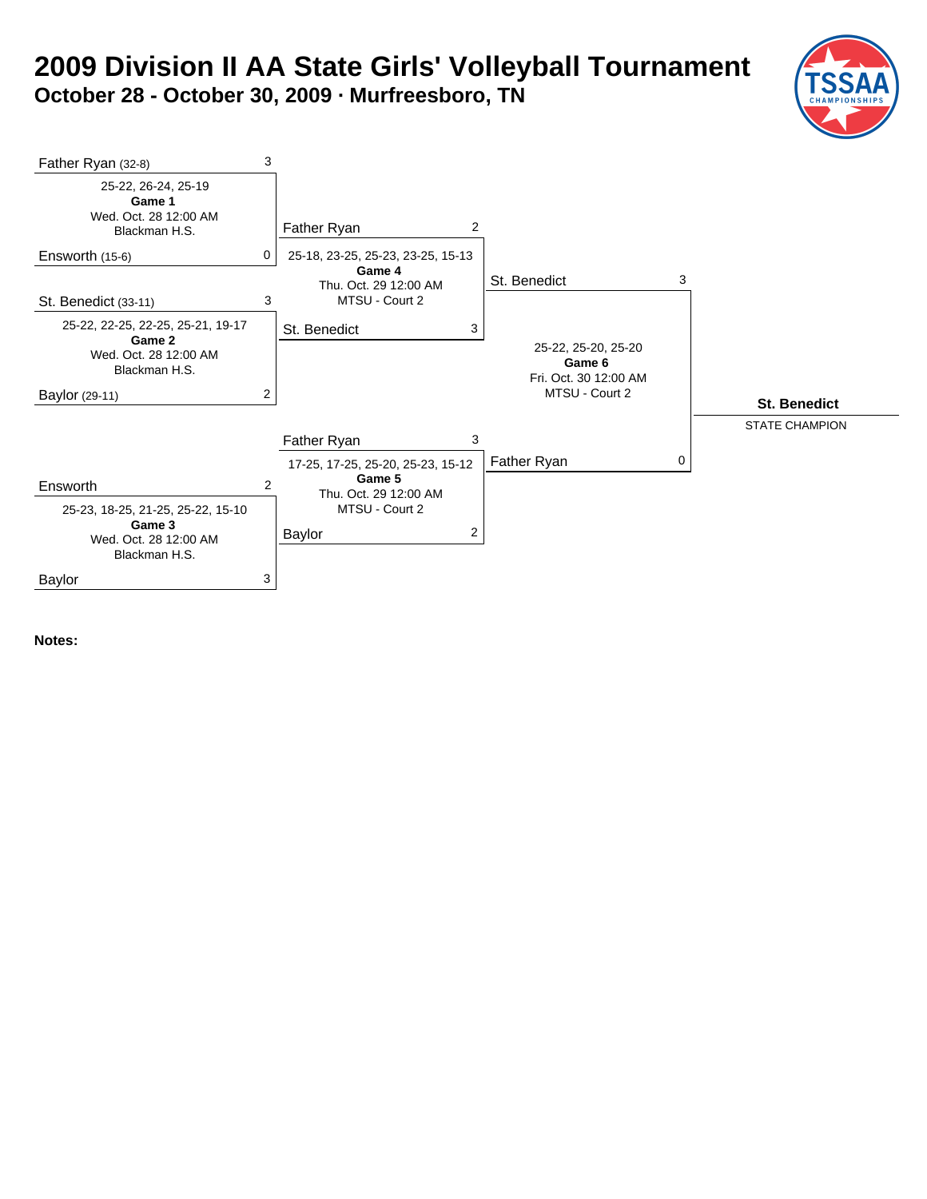# 2009 Division II AA State Girls' Volleyball Tournament

## October 28 - October 30, 2009 · Murfreesboro, TN

Father Ryan (32-8) 3
25-22, 26-24, 25-19
**Game 1**
Wed. Oct. 28 12:00 AM
Blackman H.S.
Ensworth (15-6) 0

St. Benedict (33-11) 3
25-22, 22-25, 22-25, 25-21, 19-17
**Game 2**
Wed. Oct. 28 12:00 AM
Blackman H.S.
Baylor (29-11) 2

Ensworth 2
25-23, 18-25, 21-25, 25-22, 15-10
**Game 3**
Wed. Oct. 28 12:00 AM
Blackman H.S.
Baylor 3

Father Ryan 2
25-18, 23-25, 25-23, 23-25, 15-13
**Game 4**
Thu. Oct. 29 12:00 AM
MTSU - Court 2
St. Benedict 3

Father Ryan 3
17-25, 17-25, 25-20, 25-23, 15-12
**Game 5**
Thu. Oct. 29 12:00 AM
MTSU - Court 2
Baylor 2

St. Benedict 3
25-22, 25-20, 25-20
**Game 6**
Fri. Oct. 30 12:00 AM
MTSU - Court 2
Father Ryan 0

**St. Benedict**
STATE CHAMPION

**Notes:**